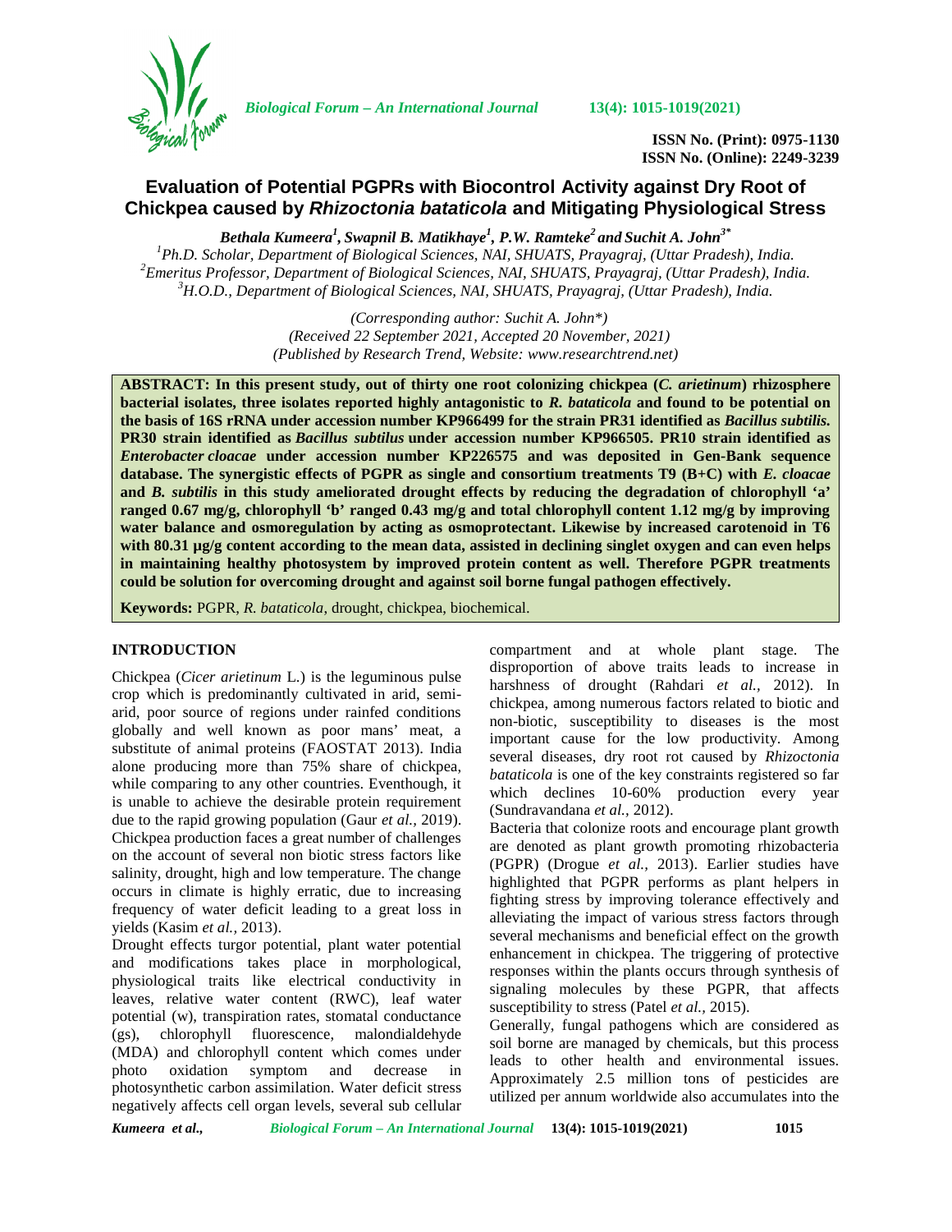# Evaluation of Potential PGPRs with Biocontrol Activity against Dry Root of Chickpea caused by *Rhizoctonia bataticola* and Mitigating Physiological Stress

*Bethala Kumeera[1], Swapnil B. Matikhaye[1], P.W. Ramteke[2] and Suchit A. John[3*]*

[1]Ph.D. Scholar, Department of Biological Sciences, NAI, SHUATS, Prayagraj, (Uttar Pradesh), India.
[2]Emeritus Professor, Department of Biological Sciences, NAI, SHUATS, Prayagraj, (Uttar Pradesh), India.
[3]H.O.D., Department of Biological Sciences, NAI, SHUATS, Prayagraj, (Uttar Pradesh), India.

*(Corresponding author: Suchit A. John\*)*
*(Received 22 September 2021, Accepted 20 November, 2021)*
*(Published by Research Trend, Website: www.researchtrend.net)*

**ABSTRACT: In this present study, out of thirty one root colonizing chickpea (*C. arietinum*) rhizosphere bacterial isolates, three isolates reported highly antagonistic to *R. bataticola* and found to be potential on the basis of 16S rRNA under accession number KP966499 for the strain PR31 identified as *Bacillus subtilis.* PR30 strain identified as *Bacillus subtilus* under accession number KP966505. PR10 strain identified as *Enterobacter cloacae* under accession number KP226575 and was deposited in Gen-Bank sequence database. The synergistic effects of PGPR as single and consortium treatments T9 (B+C) with *E. cloacae* and *B. subtilis* in this study ameliorated drought effects by reducing the degradation of chlorophyll 'a' ranged 0.67 mg/g, chlorophyll 'b' ranged 0.43 mg/g and total chlorophyll content 1.12 mg/g by improving water balance and osmoregulation by acting as osmoprotectant. Likewise by increased carotenoid in T6 with 80.31 µg/g content according to the mean data, assisted in declining singlet oxygen and can even helps in maintaining healthy photosystem by improved protein content as well. Therefore PGPR treatments could be solution for overcoming drought and against soil borne fungal pathogen effectively.**

**Keywords:** PGPR, *R. bataticola*, drought, chickpea, biochemical.

## INTRODUCTION

Chickpea (*Cicer arietinum* L.) is the leguminous pulse crop which is predominantly cultivated in arid, semi-arid, poor source of regions under rainfed conditions globally and well known as poor mans' meat, a substitute of animal proteins (FAOSTAT 2013). India alone producing more than 75% share of chickpea, while comparing to any other countries. Eventhough, it is unable to achieve the desirable protein requirement due to the rapid growing population (Gaur *et al.,* 2019). Chickpea production faces a great number of challenges on the account of several non biotic stress factors like salinity, drought, high and low temperature. The change occurs in climate is highly erratic, due to increasing frequency of water deficit leading to a great loss in yields (Kasim *et al.,* 2013).

Drought effects turgor potential, plant water potential and modifications takes place in morphological, physiological traits like electrical conductivity in leaves, relative water content (RWC), leaf water potential (w), transpiration rates, stomatal conductance (gs), chlorophyll fluorescence, malondialdehyde (MDA) and chlorophyll content which comes under photo oxidation symptom and decrease in photosynthetic carbon assimilation. Water deficit stress negatively affects cell organ levels, several sub cellular compartment and at whole plant stage. The disproportion of above traits leads to increase in harshness of drought (Rahdari *et al.,* 2012). In chickpea, among numerous factors related to biotic and non-biotic, susceptibility to diseases is the most important cause for the low productivity. Among several diseases, dry root rot caused by *Rhizoctonia bataticola* is one of the key constraints registered so far which declines 10-60% production every year (Sundravandana *et al.,* 2012).

Bacteria that colonize roots and encourage plant growth are denoted as plant growth promoting rhizobacteria (PGPR) (Drogue *et al.,* 2013). Earlier studies have highlighted that PGPR performs as plant helpers in fighting stress by improving tolerance effectively and alleviating the impact of various stress factors through several mechanisms and beneficial effect on the growth enhancement in chickpea. The triggering of protective responses within the plants occurs through synthesis of signaling molecules by these PGPR, that affects susceptibility to stress (Patel *et al.,* 2015).

Generally, fungal pathogens which are considered as soil borne are managed by chemicals, but this process leads to other health and environmental issues. Approximately 2.5 million tons of pesticides are utilized per annum worldwide also accumulates into the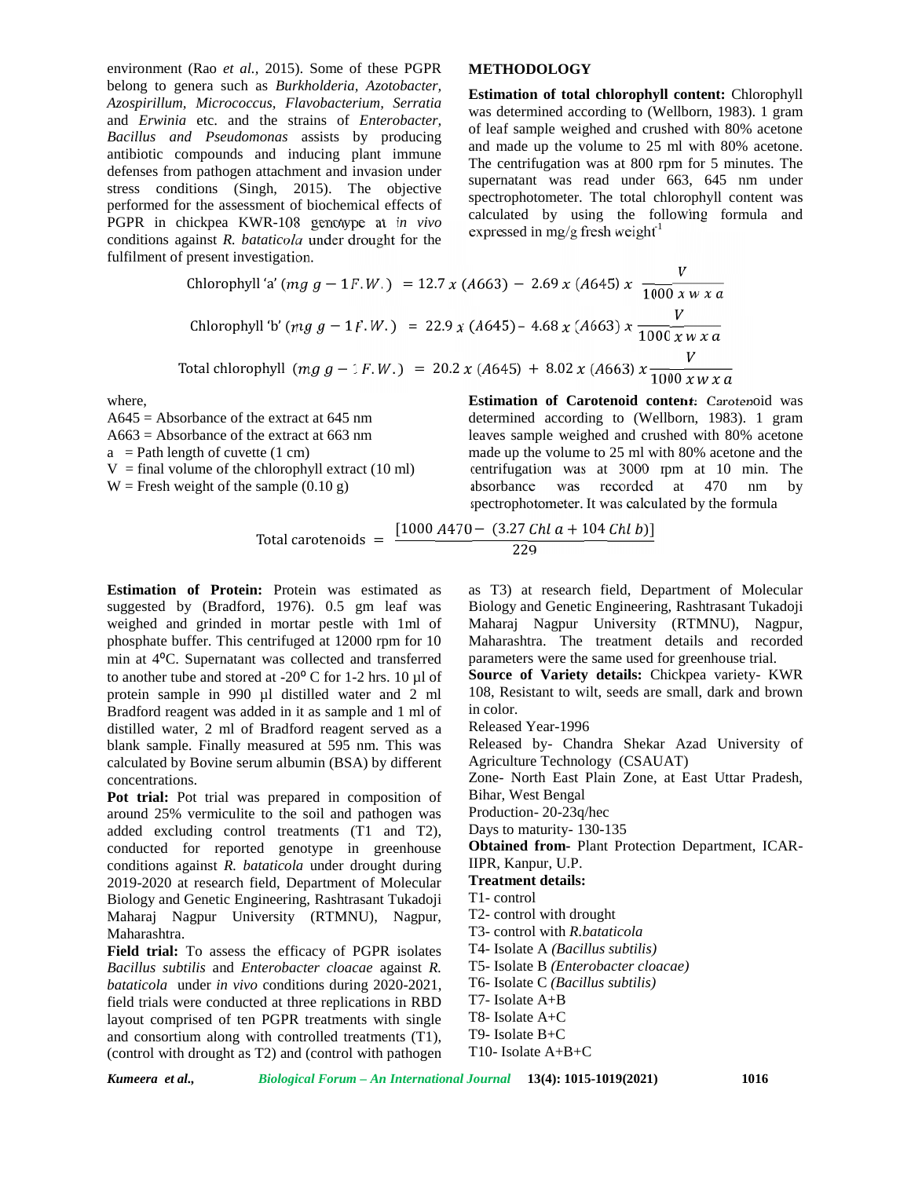environment (Rao *et al.,* 2015). Some of these PGPR belong to genera such as *Burkholderia, Azotobacter, Azospirillum, Micrococcus, Flavobacterium, Serratia* and *Erwinia* etc. and the strains of *Enterobacter, Bacillus and Pseudomonas* assists by producing antibiotic compounds and inducing plant immune defenses from pathogen attachment and invasion under stress conditions (Singh, 2015). The objective performed for the assessment of biochemical effects of PGPR in chickpea KWR-108 genotype at *in vivo* conditions against *R. bataticola* under drought for the fulfilment of present investigation.

## METHODOLOGY

**Estimation of total chlorophyll content:** Chlorophyll was determined according to (Wellborn, 1983). 1 gram of leaf sample weighed and crushed with 80% acetone and made up the volume to 25 ml with 80% acetone. The centrifugation was at 800 rpm for 5 minutes. The supernatant was read under 663, 645 nm under spectrophotometer. The total chlorophyll content was calculated by using the following formula and expressed in mg/g fresh weight[-1]

$$\text{Chlorophyll 'a'} \ (mg\ g-1F.W.) = 12.7\ x\ (A663) - 2.69\ x\ (A645)\ x\ \frac{V}{1000\ x\ w\ x\ a}$$

$$\text{Chlorophyll 'b'} \ (mg\ g-1F.W.) = 22.9\ x\ (A645) - 4.68\ x\ (A663)\ x\ \frac{V}{1000\ x\ w\ x\ a}$$

$$\text{Total chlorophyll} \ (mg\ g-1F.W.) = 20.2\ x\ (A645) + 8.02\ x\ (A663)\ x\ \frac{V}{1000\ x w\ x\ a}$$

where,
A645 = Absorbance of the extract at 645 nm
A663 = Absorbance of the extract at 663 nm
a = Path length of cuvette (1 cm)
V = final volume of the chlorophyll extract (10 ml)
W = Fresh weight of the sample (0.10 g)

**Estimation of Carotenoid content:** Carotenoid was determined according to (Wellborn, 1983). 1 gram leaves sample weighed and crushed with 80% acetone made up the volume to 25 ml with 80% acetone and the centrifugation was at 3000 rpm at 10 min. The absorbance was recorded at 470 nm by spectrophotometer. It was calculated by the formula

$$\text{Total carotenoids} = \frac{[1000\ A470 - (3.27\ Chl\ a + 104\ Chl\ b)]}{229}$$

**Estimation of Protein:** Protein was estimated as suggested by (Bradford, 1976). 0.5 gm leaf was weighed and grinded in mortar pestle with 1ml of phosphate buffer. This centrifuged at 12000 rpm for 10 min at 4°C. Supernatant was collected and transferred to another tube and stored at -20° C for 1-2 hrs. 10 µl of protein sample in 990 µl distilled water and 2 ml Bradford reagent was added in it as sample and 1 ml of distilled water, 2 ml of Bradford reagent served as a blank sample. Finally measured at 595 nm. This was calculated by Bovine serum albumin (BSA) by different concentrations.

**Pot trial:** Pot trial was prepared in composition of around 25% vermiculite to the soil and pathogen was added excluding control treatments (T1 and T2), conducted for reported genotype in greenhouse conditions against *R. bataticola* under drought during 2019-2020 at research field, Department of Molecular Biology and Genetic Engineering, Rashtrasant Tukadoji Maharaj Nagpur University (RTMNU), Nagpur, Maharashtra.

**Field trial:** To assess the efficacy of PGPR isolates *Bacillus subtilis* and *Enterobacter cloacae* against *R. bataticola* under *in vivo* conditions during 2020-2021, field trials were conducted at three replications in RBD layout comprised of ten PGPR treatments with single and consortium along with controlled treatments (T1), (control with drought as T2) and (control with pathogen as T3) at research field, Department of Molecular Biology and Genetic Engineering, Rashtrasant Tukadoji Maharaj Nagpur University (RTMNU), Nagpur, Maharashtra. The treatment details and recorded parameters were the same used for greenhouse trial.

**Source of Variety details:** Chickpea variety- KWR 108, Resistant to wilt, seeds are small, dark and brown in color.

Released Year-1996

Released by- Chandra Shekar Azad University of Agriculture Technology (CSAUAT)

Zone- North East Plain Zone, at East Uttar Pradesh, Bihar, West Bengal

Production- 20-23q/hec

Days to maturity- 130-135

**Obtained from-** Plant Protection Department, ICAR-IIPR, Kanpur, U.P.

**Treatment details:**

T1- control
T2- control with drought
T3- control with *R.bataticola*
T4- Isolate A *(Bacillus subtilis)*
T5- Isolate B *(Enterobacter cloacae)*
T6- Isolate C *(Bacillus subtilis)*
T7- Isolate A+B
T8- Isolate A+C
T9- Isolate B+C
T10- Isolate A+B+C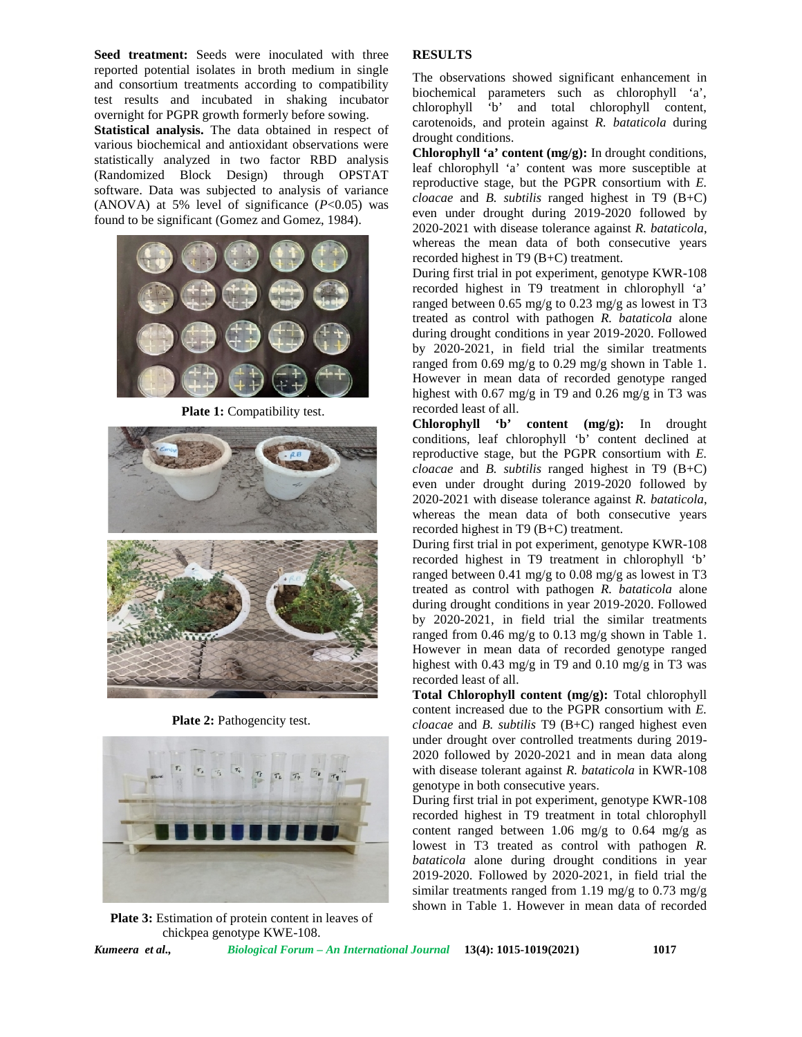**Seed treatment:** Seeds were inoculated with three reported potential isolates in broth medium in single and consortium treatments according to compatibility test results and incubated in shaking incubator overnight for PGPR growth formerly before sowing.

**Statistical analysis.** The data obtained in respect of various biochemical and antioxidant observations were statistically analyzed in two factor RBD analysis (Randomized Block Design) through OPSTAT software. Data was subjected to analysis of variance (ANOVA) at 5% level of significance ($P$<0.05) was found to be significant (Gomez and Gomez, 1984).

**Plate 1:** Compatibility test.

**Plate 2:** Pathogencity test.

**Plate 3:** Estimation of protein content in leaves of chickpea genotype KWE-108.

## RESULTS

The observations showed significant enhancement in biochemical parameters such as chlorophyll 'a', chlorophyll 'b' and total chlorophyll content, carotenoids, and protein against *R. bataticola* during drought conditions.

**Chlorophyll 'a' content (mg/g):** In drought conditions, leaf chlorophyll 'a' content was more susceptible at reproductive stage, but the PGPR consortium with *E. cloacae* and *B. subtilis* ranged highest in T9 (B+C) even under drought during 2019-2020 followed by 2020-2021 with disease tolerance against *R. bataticola*, whereas the mean data of both consecutive years recorded highest in T9 (B+C) treatment.

During first trial in pot experiment, genotype KWR-108 recorded highest in T9 treatment in chlorophyll 'a' ranged between 0.65 mg/g to 0.23 mg/g as lowest in T3 treated as control with pathogen *R. bataticola* alone during drought conditions in year 2019-2020. Followed by 2020-2021, in field trial the similar treatments ranged from 0.69 mg/g to 0.29 mg/g shown in Table 1. However in mean data of recorded genotype ranged highest with 0.67 mg/g in T9 and 0.26 mg/g in T3 was recorded least of all.

**Chlorophyll 'b' content (mg/g):** In drought conditions, leaf chlorophyll 'b' content declined at reproductive stage, but the PGPR consortium with *E. cloacae* and *B. subtilis* ranged highest in T9 (B+C) even under drought during 2019-2020 followed by 2020-2021 with disease tolerance against *R. bataticola*, whereas the mean data of both consecutive years recorded highest in T9 (B+C) treatment.

During first trial in pot experiment, genotype KWR-108 recorded highest in T9 treatment in chlorophyll 'b' ranged between 0.41 mg/g to 0.08 mg/g as lowest in T3 treated as control with pathogen *R. bataticola* alone during drought conditions in year 2019-2020. Followed by 2020-2021, in field trial the similar treatments ranged from 0.46 mg/g to 0.13 mg/g shown in Table 1. However in mean data of recorded genotype ranged highest with 0.43 mg/g in T9 and 0.10 mg/g in T3 was recorded least of all.

**Total Chlorophyll content (mg/g):** Total chlorophyll content increased due to the PGPR consortium with *E. cloacae* and *B. subtilis* T9 (B+C) ranged highest even under drought over controlled treatments during 2019-2020 followed by 2020-2021 and in mean data along with disease tolerant against *R. bataticola* in KWR-108 genotype in both consecutive years.

During first trial in pot experiment, genotype KWR-108 recorded highest in T9 treatment in total chlorophyll content ranged between 1.06 mg/g to 0.64 mg/g as lowest in T3 treated as control with pathogen *R. bataticola* alone during drought conditions in year 2019-2020. Followed by 2020-2021, in field trial the similar treatments ranged from 1.19 mg/g to 0.73 mg/g shown in Table 1. However in mean data of recorded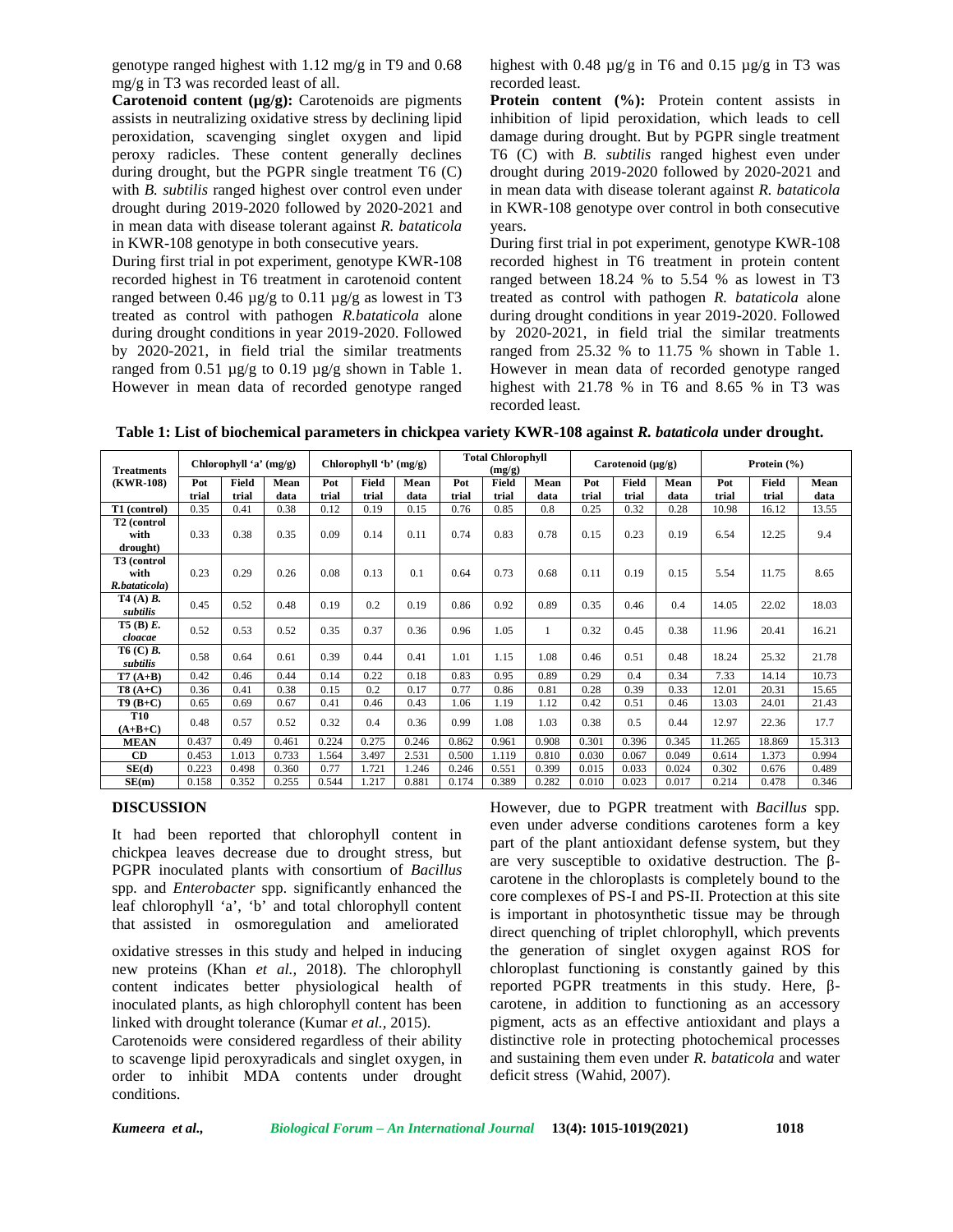genotype ranged highest with 1.12 mg/g in T9 and 0.68 mg/g in T3 was recorded least of all.

**Carotenoid content (µg/g):** Carotenoids are pigments assists in neutralizing oxidative stress by declining lipid peroxidation, scavenging singlet oxygen and lipid peroxy radicles. These content generally declines during drought, but the PGPR single treatment T6 (C) with *B. subtilis* ranged highest over control even under drought during 2019-2020 followed by 2020-2021 and in mean data with disease tolerant against *R. bataticola* in KWR-108 genotype in both consecutive years.

During first trial in pot experiment, genotype KWR-108 recorded highest in T6 treatment in carotenoid content ranged between 0.46 µg/g to 0.11 µg/g as lowest in T3 treated as control with pathogen *R.bataticola* alone during drought conditions in year 2019-2020. Followed by 2020-2021, in field trial the similar treatments ranged from 0.51 µg/g to 0.19 µg/g shown in Table 1. However in mean data of recorded genotype ranged highest with 0.48 µg/g in T6 and 0.15 µg/g in T3 was recorded least.

**Protein content (%):** Protein content assists in inhibition of lipid peroxidation, which leads to cell damage during drought. But by PGPR single treatment T6 (C) with *B. subtilis* ranged highest even under drought during 2019-2020 followed by 2020-2021 and in mean data with disease tolerant against *R. bataticola* in KWR-108 genotype over control in both consecutive years.

During first trial in pot experiment, genotype KWR-108 recorded highest in T6 treatment in protein content ranged between 18.24 % to 5.54 % as lowest in T3 treated as control with pathogen *R. bataticola* alone during drought conditions in year 2019-2020. Followed by 2020-2021, in field trial the similar treatments ranged from 25.32 % to 11.75 % shown in Table 1. However in mean data of recorded genotype ranged highest with 21.78 % in T6 and 8.65 % in T3 was recorded least.

**Table 1: List of biochemical parameters in chickpea variety KWR-108 against *R. bataticola* under drought.**

| Treatments (KWR-108) | Chlorophyll 'a' (mg/g) | | | Chlorophyll 'b' (mg/g) | | | Total Chlorophyll (mg/g) | | | Carotenoid (µg/g) | | | Protein (%) | | |
|---|---|---|---|---|---|---|---|---|---|---|---|---|---|---|---|
| | Pot trial | Field trial | Mean data | Pot trial | Field trial | Mean data | Pot trial | Field trial | Mean data | Pot trial | Field trial | Mean data | Pot trial | Field trial | Mean data |
| T1 (control) | 0.35 | 0.41 | 0.38 | 0.12 | 0.19 | 0.15 | 0.76 | 0.85 | 0.8 | 0.25 | 0.32 | 0.28 | 10.98 | 16.12 | 13.55 |
| T2 (control with drought) | 0.33 | 0.38 | 0.35 | 0.09 | 0.14 | 0.11 | 0.74 | 0.83 | 0.78 | 0.15 | 0.23 | 0.19 | 6.54 | 12.25 | 9.4 |
| T3 (control with *R.bataticola*) | 0.23 | 0.29 | 0.26 | 0.08 | 0.13 | 0.1 | 0.64 | 0.73 | 0.68 | 0.11 | 0.19 | 0.15 | 5.54 | 11.75 | 8.65 |
| T4 (A) *B. subtilis* | 0.45 | 0.52 | 0.48 | 0.19 | 0.2 | 0.19 | 0.86 | 0.92 | 0.89 | 0.35 | 0.46 | 0.4 | 14.05 | 22.02 | 18.03 |
| T5 (B) *E. cloacae* | 0.52 | 0.53 | 0.52 | 0.35 | 0.37 | 0.36 | 0.96 | 1.05 | 1 | 0.32 | 0.45 | 0.38 | 11.96 | 20.41 | 16.21 |
| T6 (C) *B. subtilis* | 0.58 | 0.64 | 0.61 | 0.39 | 0.44 | 0.41 | 1.01 | 1.15 | 1.08 | 0.46 | 0.51 | 0.48 | 18.24 | 25.32 | 21.78 |
| T7 (A+B) | 0.42 | 0.46 | 0.44 | 0.14 | 0.22 | 0.18 | 0.83 | 0.95 | 0.89 | 0.29 | 0.4 | 0.34 | 7.33 | 14.14 | 10.73 |
| T8 (A+C) | 0.36 | 0.41 | 0.38 | 0.15 | 0.2 | 0.17 | 0.77 | 0.86 | 0.81 | 0.28 | 0.39 | 0.33 | 12.01 | 20.31 | 15.65 |
| T9 (B+C) | 0.65 | 0.69 | 0.67 | 0.41 | 0.46 | 0.43 | 1.06 | 1.19 | 1.12 | 0.42 | 0.51 | 0.46 | 13.03 | 24.01 | 21.43 |
| T10 (A+B+C) | 0.48 | 0.57 | 0.52 | 0.32 | 0.4 | 0.36 | 0.99 | 1.08 | 1.03 | 0.38 | 0.5 | 0.44 | 12.97 | 22.36 | 17.7 |
| MEAN | 0.437 | 0.49 | 0.461 | 0.224 | 0.275 | 0.246 | 0.862 | 0.961 | 0.908 | 0.301 | 0.396 | 0.345 | 11.265 | 18.869 | 15.313 |
| CD | 0.453 | 1.013 | 0.733 | 1.564 | 3.497 | 2.531 | 0.500 | 1.119 | 0.810 | 0.030 | 0.067 | 0.049 | 0.614 | 1.373 | 0.994 |
| SE(d) | 0.223 | 0.498 | 0.360 | 0.77 | 1.721 | 1.246 | 0.246 | 0.551 | 0.399 | 0.015 | 0.033 | 0.024 | 0.302 | 0.676 | 0.489 |
| SE(m) | 0.158 | 0.352 | 0.255 | 0.544 | 1.217 | 0.881 | 0.174 | 0.389 | 0.282 | 0.010 | 0.023 | 0.017 | 0.214 | 0.478 | 0.346 |

## DISCUSSION

It had been reported that chlorophyll content in chickpea leaves decrease due to drought stress, but PGPR inoculated plants with consortium of *Bacillus* spp. and *Enterobacter* spp. significantly enhanced the leaf chlorophyll 'a', 'b' and total chlorophyll content that assisted in osmoregulation and ameliorated oxidative stresses in this study and helped in inducing new proteins (Khan *et al.,* 2018). The chlorophyll content indicates better physiological health of inoculated plants, as high chlorophyll content has been linked with drought tolerance (Kumar *et al.,* 2015).

Carotenoids were considered regardless of their ability to scavenge lipid peroxyradicals and singlet oxygen, in order to inhibit MDA contents under drought conditions.

However, due to PGPR treatment with *Bacillus* spp. even under adverse conditions carotenes form a key part of the plant antioxidant defense system, but they are very susceptible to oxidative destruction. The β-carotene in the chloroplasts is completely bound to the core complexes of PS-I and PS-II. Protection at this site is important in photosynthetic tissue may be through direct quenching of triplet chlorophyll, which prevents the generation of singlet oxygen against ROS for chloroplast functioning is constantly gained by this reported PGPR treatments in this study. Here, β-carotene, in addition to functioning as an accessory pigment, acts as an effective antioxidant and plays a distinctive role in protecting photochemical processes and sustaining them even under *R. bataticola* and water deficit stress (Wahid, 2007).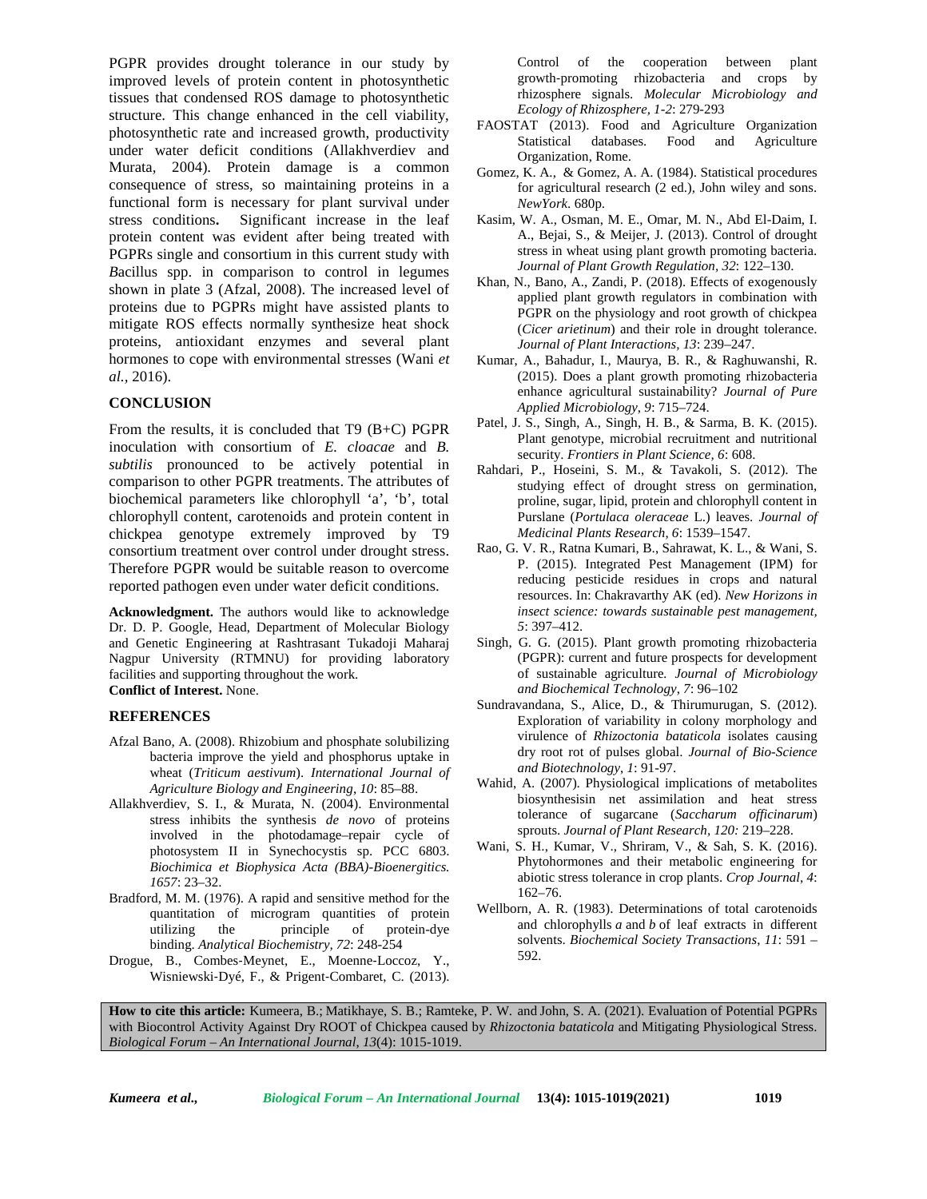PGPR provides drought tolerance in our study by improved levels of protein content in photosynthetic tissues that condensed ROS damage to photosynthetic structure. This change enhanced in the cell viability, photosynthetic rate and increased growth, productivity under water deficit conditions (Allakhverdiev and Murata, 2004). Protein damage is a common consequence of stress, so maintaining proteins in a functional form is necessary for plant survival under stress conditions**.** Significant increase in the leaf protein content was evident after being treated with PGPRs single and consortium in this current study with *B*acillus spp. in comparison to control in legumes shown in plate 3 (Afzal, 2008). The increased level of proteins due to PGPRs might have assisted plants to mitigate ROS effects normally synthesize heat shock proteins, antioxidant enzymes and several plant hormones to cope with environmental stresses (Wani *et al.,* 2016).

## CONCLUSION

From the results, it is concluded that T9 (B+C) PGPR inoculation with consortium of *E. cloacae* and *B. subtilis* pronounced to be actively potential in comparison to other PGPR treatments. The attributes of biochemical parameters like chlorophyll 'a', 'b', total chlorophyll content, carotenoids and protein content in chickpea genotype extremely improved by T9 consortium treatment over control under drought stress. Therefore PGPR would be suitable reason to overcome reported pathogen even under water deficit conditions.

**Acknowledgment.** The authors would like to acknowledge Dr. D. P. Google, Head, Department of Molecular Biology and Genetic Engineering at Rashtrasant Tukadoji Maharaj Nagpur University (RTMNU) for providing laboratory facilities and supporting throughout the work.

**Conflict of Interest.** None.

## REFERENCES

Afzal Bano, A. (2008). Rhizobium and phosphate solubilizing bacteria improve the yield and phosphorus uptake in wheat (*Triticum aestivum*). *International Journal of Agriculture Biology and Engineering, 10*: 85–88.

Allakhverdiev, S. I., & Murata, N. (2004). Environmental stress inhibits the synthesis *de novo* of proteins involved in the photodamage–repair cycle of photosystem II in Synechocystis sp. PCC 6803. *Biochimica et Biophysica Acta (BBA)-Bioenergitics. 1657*: 23–32.

Bradford, M. M. (1976). A rapid and sensitive method for the quantitation of microgram quantities of protein utilizing the principle of protein-dye binding. *Analytical Biochemistry, 72*: 248-254

Drogue, B., Combes-Meynet, E., Moenne-Loccoz, Y., Wisniewski-Dyé, F., & Prigent-Combaret, C. (2013). Control of the cooperation between plant growth-promoting rhizobacteria and crops by rhizosphere signals. *Molecular Microbiology and Ecology of Rhizosphere, 1-2*: 279-293

FAOSTAT (2013). Food and Agriculture Organization Statistical databases. Food and Agriculture Organization, Rome.

Gomez, K. A., & Gomez, A. A. (1984). Statistical procedures for agricultural research (2 ed.), John wiley and sons. *NewYork*. 680p.

Kasim, W. A., Osman, M. E., Omar, M. N., Abd El-Daim, I. A., Bejai, S., & Meijer, J. (2013). Control of drought stress in wheat using plant growth promoting bacteria. *Journal of Plant Growth Regulation, 32*: 122–130.

Khan, N., Bano, A., Zandi, P. (2018). Effects of exogenously applied plant growth regulators in combination with PGPR on the physiology and root growth of chickpea (*Cicer arietinum*) and their role in drought tolerance. *Journal of Plant Interactions, 13*: 239–247.

Kumar, A., Bahadur, I., Maurya, B. R., & Raghuwanshi, R. (2015). Does a plant growth promoting rhizobacteria enhance agricultural sustainability? *Journal of Pure Applied Microbiology, 9*: 715–724.

Patel, J. S., Singh, A., Singh, H. B., & Sarma, B. K. (2015). Plant genotype, microbial recruitment and nutritional security. *Frontiers in Plant Science, 6*: 608.

Rahdari, P., Hoseini, S. M., & Tavakoli, S. (2012). The studying effect of drought stress on germination, proline, sugar, lipid, protein and chlorophyll content in Purslane (*Portulaca oleraceae* L.) leaves. *Journal of Medicinal Plants Research, 6*: 1539–1547.

Rao, G. V. R., Ratna Kumari, B., Sahrawat, K. L., & Wani, S. P. (2015). Integrated Pest Management (IPM) for reducing pesticide residues in crops and natural resources. In: Chakravarthy AK (ed). *New Horizons in insect science: towards sustainable pest management, 5*: 397–412.

Singh, G. G. (2015). Plant growth promoting rhizobacteria (PGPR): current and future prospects for development of sustainable agriculture. *Journal of Microbiology and Biochemical Technology, 7*: 96–102

Sundravandana, S., Alice, D., & Thirumurugan, S. (2012). Exploration of variability in colony morphology and virulence of *Rhizoctonia bataticola* isolates causing dry root rot of pulses global. *Journal of Bio-Science and Biotechnology, 1*: 91-97.

Wahid, A. (2007). Physiological implications of metabolites biosynthesisin net assimilation and heat stress tolerance of sugarcane (*Saccharum officinarum*) sprouts. *Journal of Plant Research, 120:* 219–228.

Wani, S. H., Kumar, V., Shriram, V., & Sah, S. K. (2016). Phytohormones and their metabolic engineering for abiotic stress tolerance in crop plants. *Crop Journal, 4*: 162–76.

Wellborn, A. R. (1983). Determinations of total carotenoids and chlorophylls *a* and *b* of leaf extracts in different solvents. *Biochemical Society Transactions, 11*: 591 – 592.

**How to cite this article:** Kumeera, B.; Matikhaye, S. B.; Ramteke, P. W. and John, S. A. (2021). Evaluation of Potential PGPRs with Biocontrol Activity Against Dry ROOT of Chickpea caused by *Rhizoctonia bataticola* and Mitigating Physiological Stress. *Biological Forum – An International Journal, 13*(4): 1015-1019.